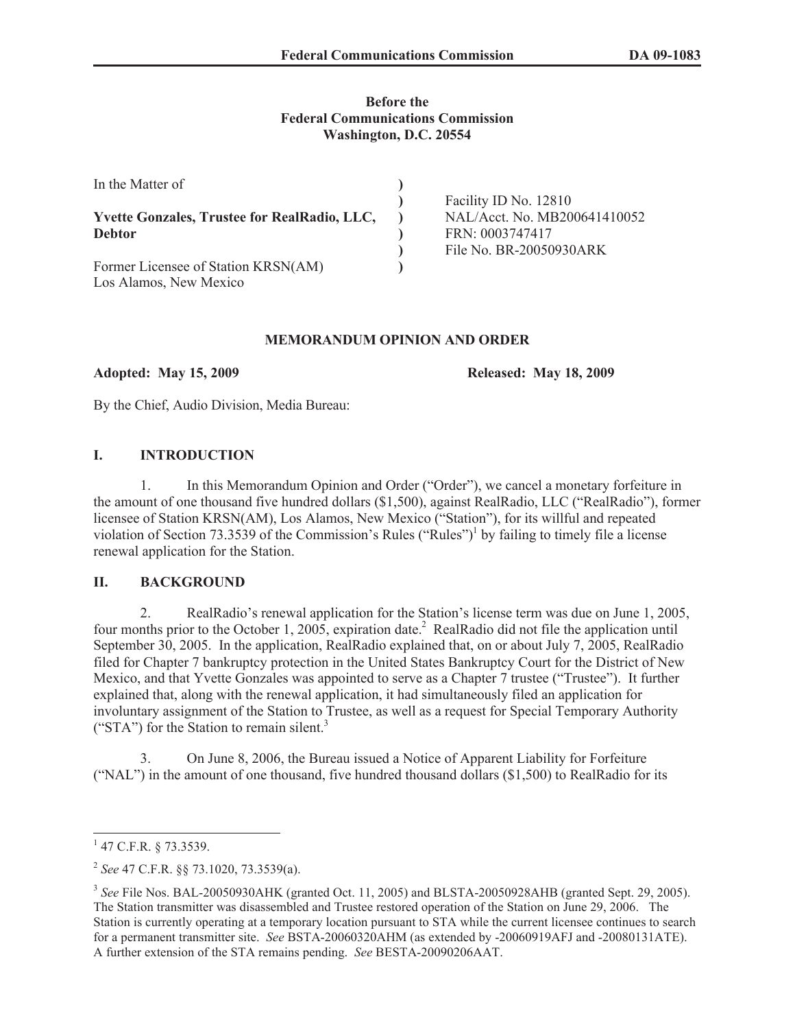**Before the**
**Federal Communications Commission**
**Washington, D.C. 20554**

| | | |
|---|---|---|
| In the Matter of | ) | |
| | ) | Facility ID No. 12810 |
| **Yvette Gonzales, Trustee for RealRadio, LLC,** | ) | NAL/Acct. No. MB200641410052 |
| **Debtor** | ) | FRN: 0003747417 |
| | ) | File No. BR-20050930ARK |
| Former Licensee of Station KRSN(AM) | ) | |
| Los Alamos, New Mexico | | |

**MEMORANDUM OPINION AND ORDER**

**Adopted: May 15, 2009** **Released: May 18, 2009**

By the Chief, Audio Division, Media Bureau:

## I. INTRODUCTION

1. In this Memorandum Opinion and Order ("Order"), we cancel a monetary forfeiture in the amount of one thousand five hundred dollars ($1,500), against RealRadio, LLC ("RealRadio"), former licensee of Station KRSN(AM), Los Alamos, New Mexico ("Station"), for its willful and repeated violation of Section 73.3539 of the Commission's Rules ("Rules")[1] by failing to timely file a license renewal application for the Station.

## II. BACKGROUND

2. RealRadio's renewal application for the Station's license term was due on June 1, 2005, four months prior to the October 1, 2005, expiration date.[2] RealRadio did not file the application until September 30, 2005. In the application, RealRadio explained that, on or about July 7, 2005, RealRadio filed for Chapter 7 bankruptcy protection in the United States Bankruptcy Court for the District of New Mexico, and that Yvette Gonzales was appointed to serve as a Chapter 7 trustee ("Trustee"). It further explained that, along with the renewal application, it had simultaneously filed an application for involuntary assignment of the Station to Trustee, as well as a request for Special Temporary Authority ("STA") for the Station to remain silent.[3]

3. On June 8, 2006, the Bureau issued a Notice of Apparent Liability for Forfeiture ("NAL") in the amount of one thousand, five hundred thousand dollars ($1,500) to RealRadio for its

---

[1] 47 C.F.R. § 73.3539.

[2] *See* 47 C.F.R. §§ 73.1020, 73.3539(a).

[3] *See* File Nos. BAL-20050930AHK (granted Oct. 11, 2005) and BLSTA-20050928AHB (granted Sept. 29, 2005). The Station transmitter was disassembled and Trustee restored operation of the Station on June 29, 2006. The Station is currently operating at a temporary location pursuant to STA while the current licensee continues to search for a permanent transmitter site. *See* BSTA-20060320AHM (as extended by -20060919AFJ and -20080131ATE). A further extension of the STA remains pending. *See* BESTA-20090206AAT.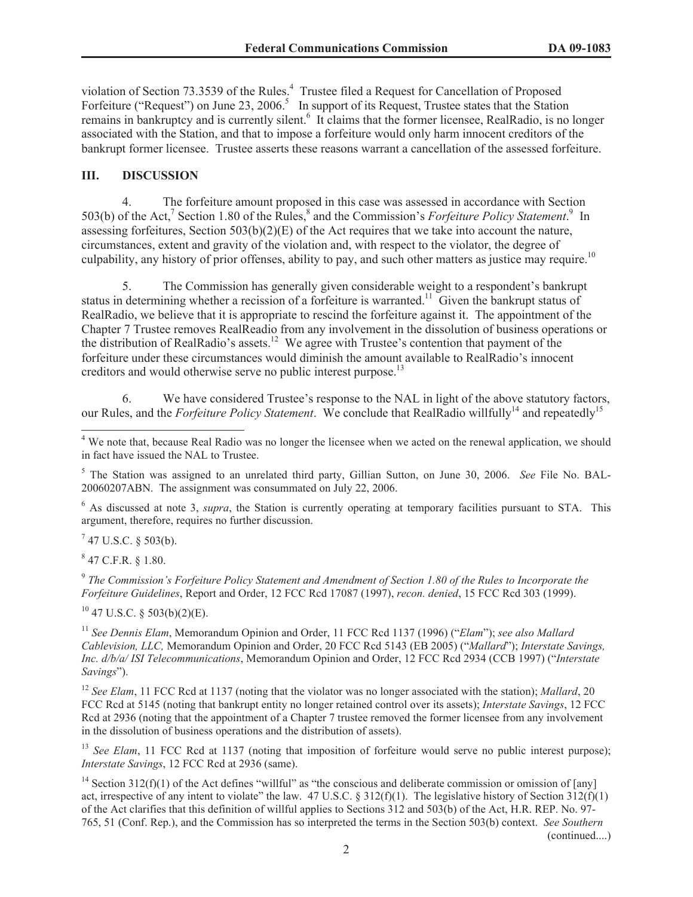violation of Section 73.3539 of the Rules.[4] Trustee filed a Request for Cancellation of Proposed Forfeiture ("Request") on June 23, 2006.[5] In support of its Request, Trustee states that the Station remains in bankruptcy and is currently silent.[6] It claims that the former licensee, RealRadio, is no longer associated with the Station, and that to impose a forfeiture would only harm innocent creditors of the bankrupt former licensee. Trustee asserts these reasons warrant a cancellation of the assessed forfeiture.

## III. DISCUSSION

4. The forfeiture amount proposed in this case was assessed in accordance with Section 503(b) of the Act,[7] Section 1.80 of the Rules,[8] and the Commission's *Forfeiture Policy Statement*.[9] In assessing forfeitures, Section 503(b)(2)(E) of the Act requires that we take into account the nature, circumstances, extent and gravity of the violation and, with respect to the violator, the degree of culpability, any history of prior offenses, ability to pay, and such other matters as justice may require.[10]

5. The Commission has generally given considerable weight to a respondent's bankrupt status in determining whether a recission of a forfeiture is warranted.[11] Given the bankrupt status of RealRadio, we believe that it is appropriate to rescind the forfeiture against it. The appointment of the Chapter 7 Trustee removes RealReadio from any involvement in the dissolution of business operations or the distribution of RealRadio's assets.[12] We agree with Trustee's contention that payment of the forfeiture under these circumstances would diminish the amount available to RealRadio's innocent creditors and would otherwise serve no public interest purpose.[13]

6. We have considered Trustee's response to the NAL in light of the above statutory factors, our Rules, and the *Forfeiture Policy Statement*. We conclude that RealRadio willfully[14] and repeatedly[15]

---

[4] We note that, because Real Radio was no longer the licensee when we acted on the renewal application, we should in fact have issued the NAL to Trustee.

[5] The Station was assigned to an unrelated third party, Gillian Sutton, on June 30, 2006. *See* File No. BAL-20060207ABN. The assignment was consummated on July 22, 2006.

[6] As discussed at note 3, *supra*, the Station is currently operating at temporary facilities pursuant to STA. This argument, therefore, requires no further discussion.

[7] 47 U.S.C. § 503(b).

[8] 47 C.F.R. § 1.80.

[9] *The Commission's Forfeiture Policy Statement and Amendment of Section 1.80 of the Rules to Incorporate the Forfeiture Guidelines*, Report and Order, 12 FCC Rcd 17087 (1997), *recon. denied*, 15 FCC Rcd 303 (1999).

[10] 47 U.S.C. § 503(b)(2)(E).

[11] *See Dennis Elam*, Memorandum Opinion and Order, 11 FCC Rcd 1137 (1996) ("*Elam*"); *see also Mallard Cablevision, LLC,* Memorandum Opinion and Order, 20 FCC Rcd 5143 (EB 2005) ("*Mallard*"); *Interstate Savings, Inc. d/b/a/ ISI Telecommunications*, Memorandum Opinion and Order, 12 FCC Rcd 2934 (CCB 1997) ("*Interstate Savings*").

[12] *See Elam*, 11 FCC Rcd at 1137 (noting that the violator was no longer associated with the station); *Mallard*, 20 FCC Rcd at 5145 (noting that bankrupt entity no longer retained control over its assets); *Interstate Savings*, 12 FCC Rcd at 2936 (noting that the appointment of a Chapter 7 trustee removed the former licensee from any involvement in the dissolution of business operations and the distribution of assets).

[13] *See Elam*, 11 FCC Rcd at 1137 (noting that imposition of forfeiture would serve no public interest purpose); *Interstate Savings*, 12 FCC Rcd at 2936 (same).

[14] Section 312(f)(1) of the Act defines "willful" as "the conscious and deliberate commission or omission of [any] act, irrespective of any intent to violate" the law. 47 U.S.C. § 312(f)(1). The legislative history of Section 312(f)(1) of the Act clarifies that this definition of willful applies to Sections 312 and 503(b) of the Act, H.R. REP. No. 97-765, 51 (Conf. Rep.), and the Commission has so interpreted the terms in the Section 503(b) context. *See Southern* (continued....)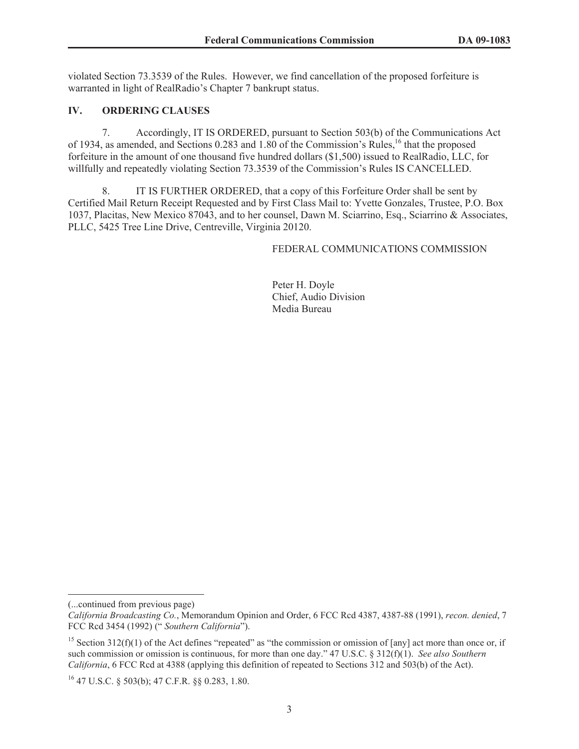violated Section 73.3539 of the Rules. However, we find cancellation of the proposed forfeiture is warranted in light of RealRadio's Chapter 7 bankrupt status.

## IV. ORDERING CLAUSES

7. Accordingly, IT IS ORDERED, pursuant to Section 503(b) of the Communications Act of 1934, as amended, and Sections 0.283 and 1.80 of the Commission's Rules,[16] that the proposed forfeiture in the amount of one thousand five hundred dollars ($1,500) issued to RealRadio, LLC, for willfully and repeatedly violating Section 73.3539 of the Commission's Rules IS CANCELLED.

8. IT IS FURTHER ORDERED, that a copy of this Forfeiture Order shall be sent by Certified Mail Return Receipt Requested and by First Class Mail to: Yvette Gonzales, Trustee, P.O. Box 1037, Placitas, New Mexico 87043, and to her counsel, Dawn M. Sciarrino, Esq., Sciarrino & Associates, PLLC, 5425 Tree Line Drive, Centreville, Virginia 20120.

FEDERAL COMMUNICATIONS COMMISSION

Peter H. Doyle
Chief, Audio Division
Media Bureau

---

(...continued from previous page)
*California Broadcasting Co.*, Memorandum Opinion and Order, 6 FCC Rcd 4387, 4387-88 (1991), *recon. denied*, 7 FCC Rcd 3454 (1992) ("*Southern California*").

[15] Section 312(f)(1) of the Act defines "repeated" as "the commission or omission of [any] act more than once or, if such commission or omission is continuous, for more than one day." 47 U.S.C. § 312(f)(1). *See also Southern California*, 6 FCC Rcd at 4388 (applying this definition of repeated to Sections 312 and 503(b) of the Act).

[16] 47 U.S.C. § 503(b); 47 C.F.R. §§ 0.283, 1.80.